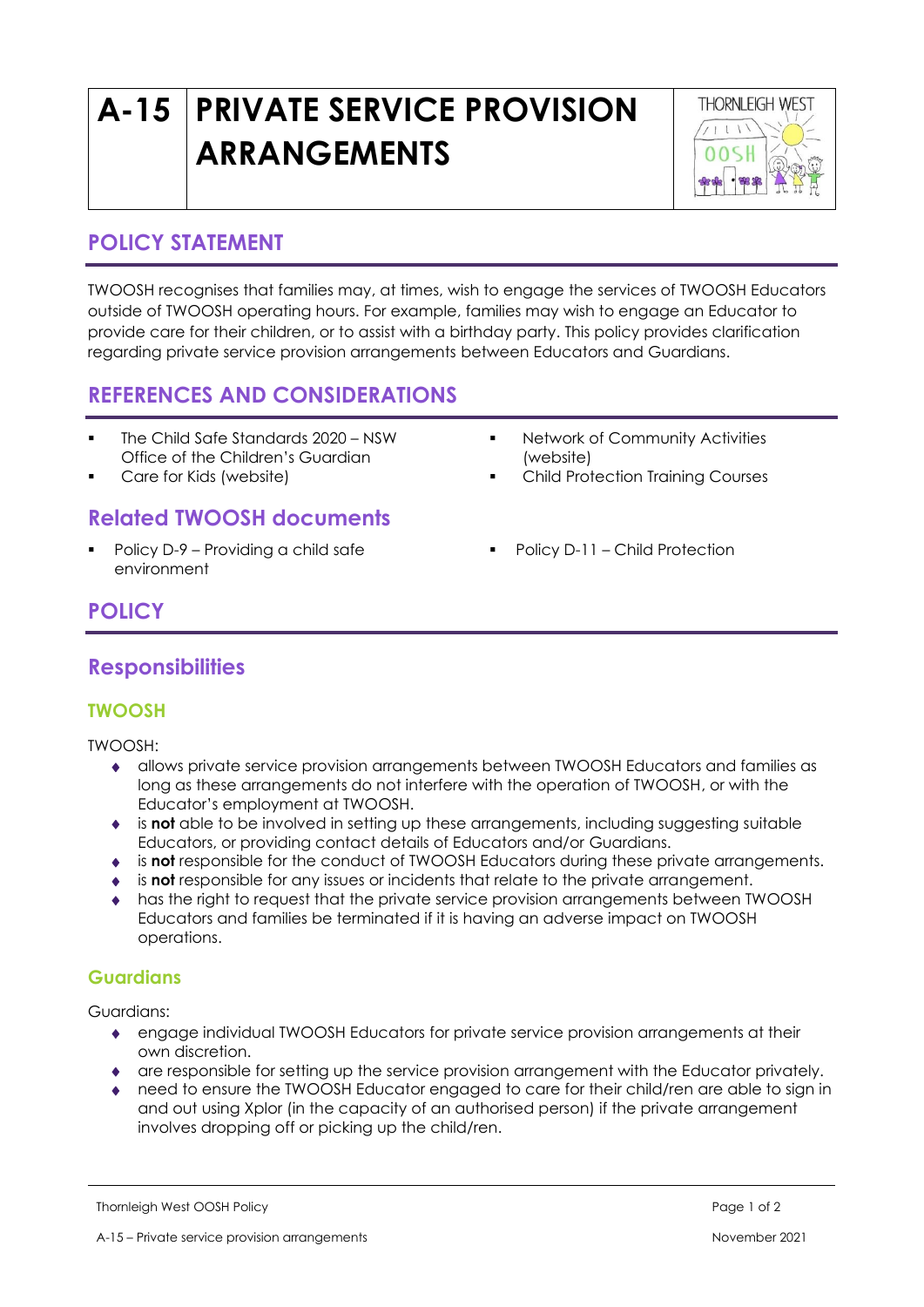# A-15 PRIVATE SERVICE PROVISION ARRANGEMENTS

## POLICY STATEMENT

TWOOSH recognises that families may, at times, wish to engage the services of TWOOSH Educators outside of TWOOSH operating hours. For example, families may wish to engage an Educator to provide care for their children, or to assist with a birthday party. This policy provides clarification regarding private service provision arrangements between Educators and Guardians.

## REFERENCES AND CONSIDERATIONS

- The Child Safe Standards 2020 – NSW Office of the Children's Guardian
- Care for Kids (website)
- Network of Community Activities (website)
- Child Protection Training Courses

### Related TWOOSH documents

- Policy D-9 – Providing a child safe environment
- Policy D-11 – Child Protection

## POLICY

### Responsibilities

#### TWOOSH

TWOOSH:

- allows private service provision arrangements between TWOOSH Educators and families as long as these arrangements do not interfere with the operation of TWOOSH, or with the Educator's employment at TWOOSH.
- is **not** able to be involved in setting up these arrangements, including suggesting suitable Educators, or providing contact details of Educators and/or Guardians.
- is **not** responsible for the conduct of TWOOSH Educators during these private arrangements.
- is **not** responsible for any issues or incidents that relate to the private arrangement.
- has the right to request that the private service provision arrangements between TWOOSH Educators and families be terminated if it is having an adverse impact on TWOOSH operations.

#### Guardians

Guardians:

- engage individual TWOOSH Educators for private service provision arrangements at their own discretion.
- are responsible for setting up the service provision arrangement with the Educator privately.
- need to ensure the TWOOSH Educator engaged to care for their child/ren are able to sign in and out using Xplor (in the capacity of an authorised person) if the private arrangement involves dropping off or picking up the child/ren.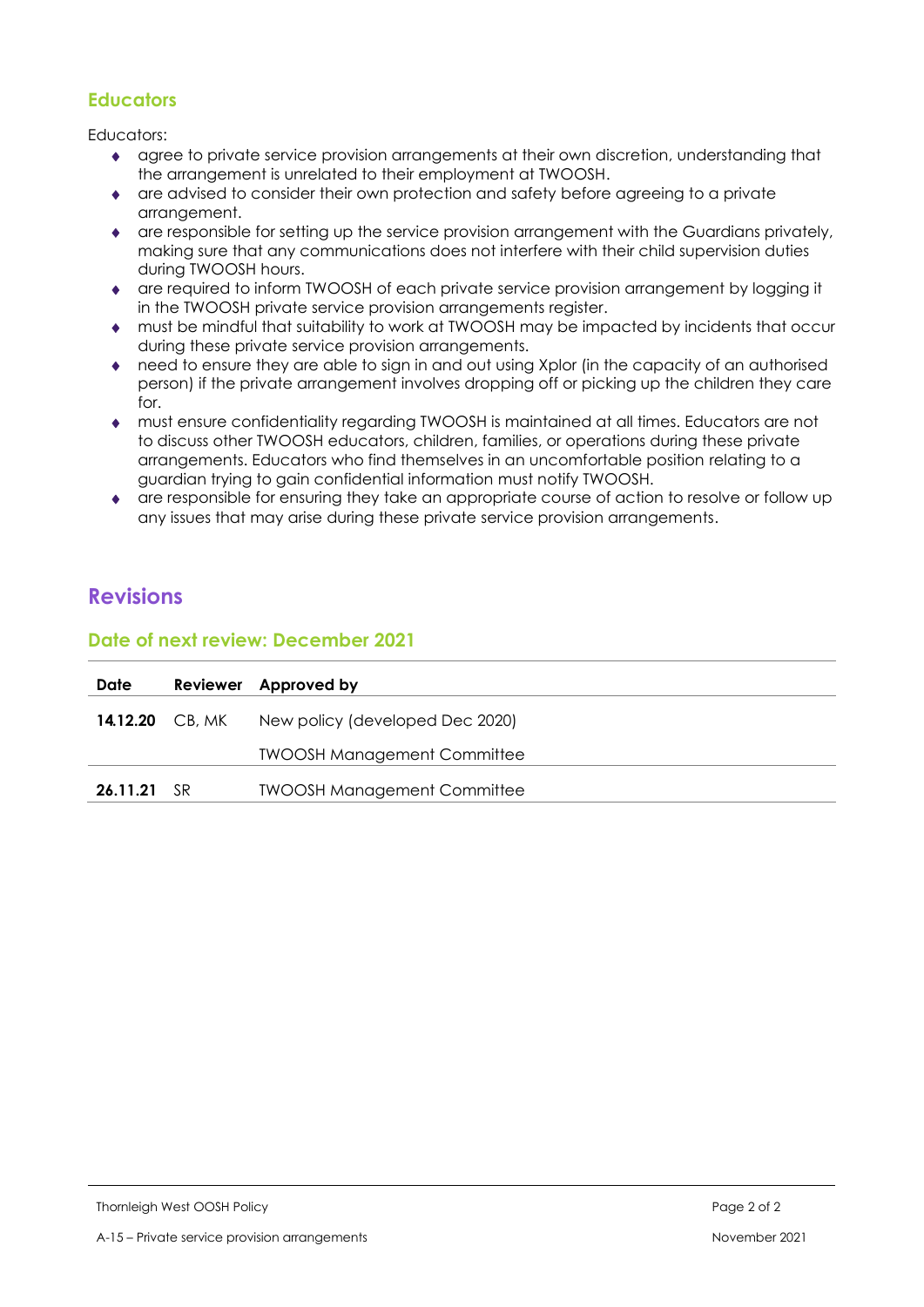### Educators

Educators:

- agree to private service provision arrangements at their own discretion, understanding that the arrangement is unrelated to their employment at TWOOSH.
- are advised to consider their own protection and safety before agreeing to a private arrangement.
- are responsible for setting up the service provision arrangement with the Guardians privately, making sure that any communications does not interfere with their child supervision duties during TWOOSH hours.
- are required to inform TWOOSH of each private service provision arrangement by logging it in the TWOOSH private service provision arrangements register.
- must be mindful that suitability to work at TWOOSH may be impacted by incidents that occur during these private service provision arrangements.
- need to ensure they are able to sign in and out using Xplor (in the capacity of an authorised person) if the private arrangement involves dropping off or picking up the children they care for.
- must ensure confidentiality regarding TWOOSH is maintained at all times. Educators are not to discuss other TWOOSH educators, children, families, or operations during these private arrangements. Educators who find themselves in an uncomfortable position relating to a guardian trying to gain confidential information must notify TWOOSH.
- are responsible for ensuring they take an appropriate course of action to resolve or follow up any issues that may arise during these private service provision arrangements.

## Revisions

### Date of next review: December 2021

| Date | Reviewer | Approved by |
|---|---|---|
| **14.12.20** | CB, MK | New policy (developed Dec 2020) |
| | | TWOOSH Management Committee |
| **26.11.21** | SR | TWOOSH Management Committee |